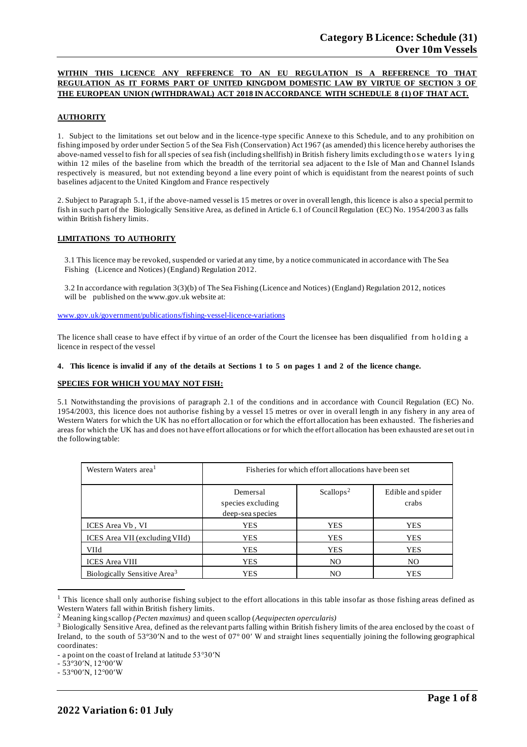# Category B Licence: Schedule (31)
# Over 10m Vessels

**WITHIN THIS LICENCE ANY REFERENCE TO AN EU REGULATION IS A REFERENCE TO THAT REGULATION AS IT FORMS PART OF UNITED KINGDOM DOMESTIC LAW BY VIRTUE OF SECTION 3 OF THE EUROPEAN UNION (WITHDRAWAL) ACT 2018 IN ACCORDANCE WITH SCHEDULE 8 (1) OF THAT ACT.**

## AUTHORITY

1. Subject to the limitations set out below and in the licence-type specific Annexe to this Schedule, and to any prohibition on fishing imposed by order under Section 5 of the Sea Fish (Conservation) Act 1967 (as amended) this licence hereby authorises the above-named vessel to fish for all species of sea fish (including shellfish) in British fishery limits excluding those waters lying within 12 miles of the baseline from which the breadth of the territorial sea adjacent to the Isle of Man and Channel Islands respectively is measured, but not extending beyond a line every point of which is equidistant from the nearest points of such baselines adjacent to the United Kingdom and France respectively

2. Subject to Paragraph 5.1, if the above-named vessel is 15 metres or over in overall length, this licence is also a special permit to fish in such part of the Biologically Sensitive Area, as defined in Article 6.1 of Council Regulation (EC) No. 1954/2003 as falls within British fishery limits.

## LIMITATIONS TO AUTHORITY

3.1 This licence may be revoked, suspended or varied at any time, by a notice communicated in accordance with The Sea Fishing (Licence and Notices) (England) Regulation 2012.

3.2 In accordance with regulation 3(3)(b) of The Sea Fishing (Licence and Notices) (England) Regulation 2012, notices will be published on the www.gov.uk website at:

www.gov.uk/government/publications/fishing-vessel-licence-variations

The licence shall cease to have effect if by virtue of an order of the Court the licensee has been disqualified from holding a licence in respect of the vessel

**4. This licence is invalid if any of the details at Sections 1 to 5 on pages 1 and 2 of the licence change.**

## SPECIES FOR WHICH YOU MAY NOT FISH:

5.1 Notwithstanding the provisions of paragraph 2.1 of the conditions and in accordance with Council Regulation (EC) No. 1954/2003, this licence does not authorise fishing by a vessel 15 metres or over in overall length in any fishery in any area of Western Waters for which the UK has no effort allocation or for which the effort allocation has been exhausted. The fisheries and areas for which the UK has and does not have effort allocations or for which the effort allocation has been exhausted are set out in the following table:

| Western Waters area[1] | Fisheries for which effort allocations have been set | | |
|---|---|---|---|
| | Demersal species excluding deep-sea species | Scallops[2] | Edible and spider crabs |
| ICES Area Vb , VI | YES | YES | YES |
| ICES Area VII (excluding VIId) | YES | YES | YES |
| VIId | YES | YES | YES |
| ICES Area VIII | YES | NO | NO |
| Biologically Sensitive Area[3] | YES | NO | YES |

[1] This licence shall only authorise fishing subject to the effort allocations in this table insofar as those fishing areas defined as Western Waters fall within British fishery limits.

[2] Meaning king scallop *(Pecten maximus)* and queen scallop (*Aequipecten opercularis)*

[3] Biologically Sensitive Area, defined as the relevant parts falling within British fishery limits of the area enclosed by the coast of Ireland, to the south of 53°30′N and to the west of 07° 00′ W and straight lines sequentially joining the following geographical coordinates:

- a point on the coast of Ireland at latitude 53°30′N
- 53°30′N, 12°00′W
- 53°00′N, 12°00′W

**2022 Variation 6: 01 July**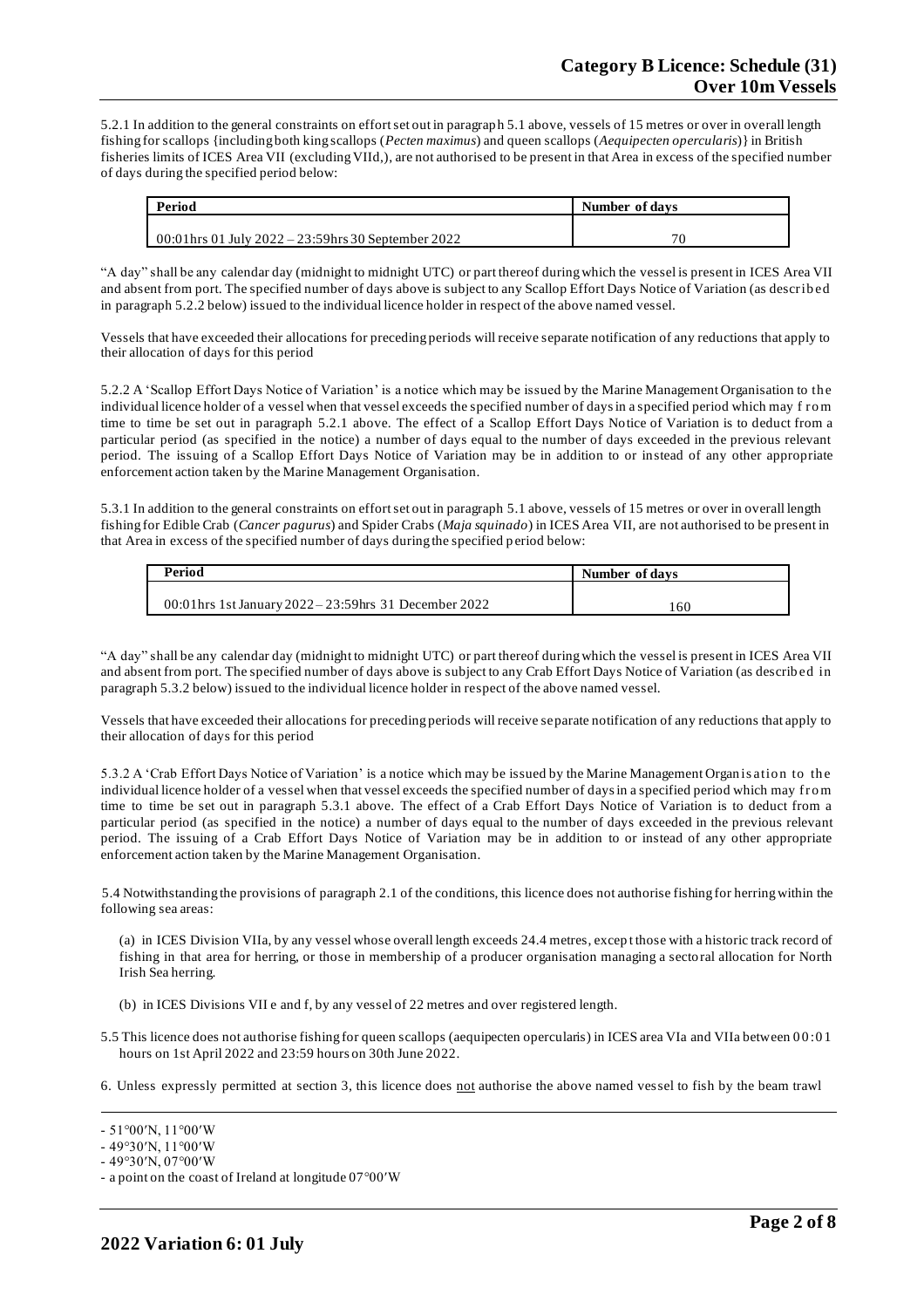5.2.1 In addition to the general constraints on effort set out in paragraph 5.1 above, vessels of 15 metres or over in overall length fishing for scallops {including both king scallops (*Pecten maximus*) and queen scallops (*Aequipecten opercularis*)} in British fisheries limits of ICES Area VII (excluding VIId,), are not authorised to be present in that Area in excess of the specified number of days during the specified period below:

| Period | Number of days |
|---|---|
| 00:01hrs 01 July 2022 – 23:59hrs 30 September 2022 | 70 |

"A day" shall be any calendar day (midnight to midnight UTC) or part thereof during which the vessel is present in ICES Area VII and absent from port. The specified number of days above is subject to any Scallop Effort Days Notice of Variation (as described in paragraph 5.2.2 below) issued to the individual licence holder in respect of the above named vessel.

Vessels that have exceeded their allocations for preceding periods will receive separate notification of any reductions that apply to their allocation of days for this period

5.2.2 A 'Scallop Effort Days Notice of Variation' is a notice which may be issued by the Marine Management Organisation to the individual licence holder of a vessel when that vessel exceeds the specified number of days in a specified period which may from time to time be set out in paragraph 5.2.1 above. The effect of a Scallop Effort Days Notice of Variation is to deduct from a particular period (as specified in the notice) a number of days equal to the number of days exceeded in the previous relevant period. The issuing of a Scallop Effort Days Notice of Variation may be in addition to or instead of any other appropriate enforcement action taken by the Marine Management Organisation.

5.3.1 In addition to the general constraints on effort set out in paragraph 5.1 above, vessels of 15 metres or over in overall length fishing for Edible Crab (*Cancer pagurus*) and Spider Crabs (*Maja squinado*) in ICES Area VII, are not authorised to be present in that Area in excess of the specified number of days during the specified period below:

| Period | Number of days |
|---|---|
| 00:01hrs 1st January 2022 – 23:59hrs 31 December 2022 | 160 |

"A day" shall be any calendar day (midnight to midnight UTC) or part thereof during which the vessel is present in ICES Area VII and absent from port. The specified number of days above is subject to any Crab Effort Days Notice of Variation (as described in paragraph 5.3.2 below) issued to the individual licence holder in respect of the above named vessel.

Vessels that have exceeded their allocations for preceding periods will receive separate notification of any reductions that apply to their allocation of days for this period

5.3.2 A 'Crab Effort Days Notice of Variation' is a notice which may be issued by the Marine Management Organisation to the individual licence holder of a vessel when that vessel exceeds the specified number of days in a specified period which may from time to time be set out in paragraph 5.3.1 above. The effect of a Crab Effort Days Notice of Variation is to deduct from a particular period (as specified in the notice) a number of days equal to the number of days exceeded in the previous relevant period. The issuing of a Crab Effort Days Notice of Variation may be in addition to or instead of any other appropriate enforcement action taken by the Marine Management Organisation.

5.4 Notwithstanding the provisions of paragraph 2.1 of the conditions, this licence does not authorise fishing for herring within the following sea areas:

(a) in ICES Division VIIa, by any vessel whose overall length exceeds 24.4 metres, except those with a historic track record of fishing in that area for herring, or those in membership of a producer organisation managing a sectoral allocation for North Irish Sea herring.

(b) in ICES Divisions VII e and f, by any vessel of 22 metres and over registered length.

5.5 This licence does not authorise fishing for queen scallops (aequipecten opercularis) in ICES area VIa and VIIa between 00:01 hours on 1st April 2022 and 23:59 hours on 30th June 2022.

6. Unless expressly permitted at section 3, this licence does not authorise the above named vessel to fish by the beam trawl

---

- 51°00′N, 11°00′W
- 49°30′N, 11°00′W
- 49°30′N, 07°00′W
- a point on the coast of Ireland at longitude 07°00′W

**2022 Variation 6: 01 July**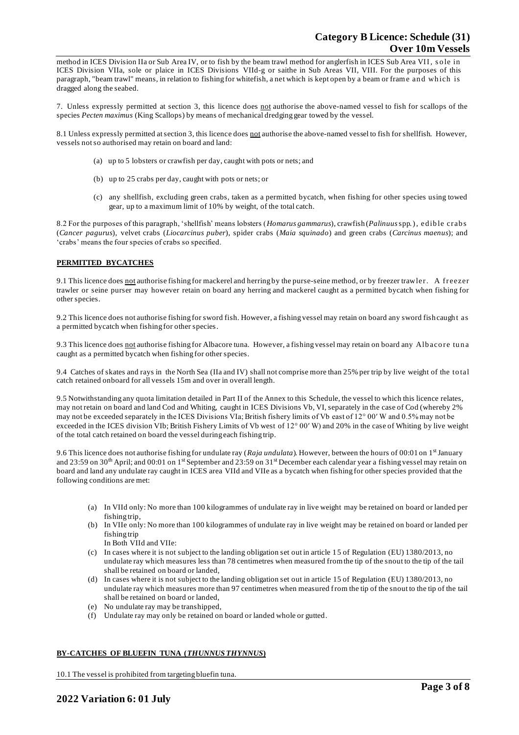method in ICES Division IIa or Sub Area IV, or to fish by the beam trawl method for anglerfish in ICES Sub Area VII, sole in ICES Division VIIa, sole or plaice in ICES Divisions VIId-g or saithe in Sub Areas VII, VIII. For the purposes of this paragraph, "beam trawl" means, in relation to fishing for whitefish, a net which is kept open by a beam or frame and which is dragged along the seabed.

7. Unless expressly permitted at section 3, this licence does not authorise the above-named vessel to fish for scallops of the species *Pecten maximus* (King Scallops) by means of mechanical dredging gear towed by the vessel.

8.1 Unless expressly permitted at section 3, this licence does not authorise the above-named vessel to fish for shellfish. However, vessels not so authorised may retain on board and land:

- (a) up to 5 lobsters or crawfish per day, caught with pots or nets; and
- (b) up to 25 crabs per day, caught with pots or nets; or
- (c) any shellfish, excluding green crabs, taken as a permitted bycatch, when fishing for other species using towed gear, up to a maximum limit of 10% by weight, of the total catch.

8.2 For the purposes of this paragraph, 'shellfish' means lobsters (*Homarus gammarus*), crawfish (*Palinuus* spp.), edible crabs (*Cancer pagurus*), velvet crabs (*Liocarcinus puber*), spider crabs (*Maia squinado*) and green crabs (*Carcinus maenus*); and 'crabs' means the four species of crabs so specified.

**PERMITTED BYCATCHES**

9.1 This licence does not authorise fishing for mackerel and herring by the purse-seine method, or by freezer trawler. A freezer trawler or seine purser may however retain on board any herring and mackerel caught as a permitted bycatch when fishing for other species.

9.2 This licence does not authorise fishing for sword fish. However, a fishing vessel may retain on board any sword fish caught as a permitted bycatch when fishing for other species.

9.3 This licence does not authorise fishing for Albacore tuna. However, a fishing vessel may retain on board any Albacore tuna caught as a permitted bycatch when fishing for other species.

9.4 Catches of skates and rays in the North Sea (IIa and IV) shall not comprise more than 25% per trip by live weight of the total catch retained onboard for all vessels 15m and over in overall length.

9.5 Notwithstanding any quota limitation detailed in Part II of the Annex to this Schedule, the vessel to which this licence relates, may not retain on board and land Cod and Whiting, caught in ICES Divisions Vb, VI, separately in the case of Cod (whereby 2% may not be exceeded separately in the ICES Divisions VIa; British fishery limits of Vb east of 12° 00′ W and 0.5% may not be exceeded in the ICES division VIb; British Fishery Limits of Vb west of 12° 00′ W) and 20% in the case of Whiting by live weight of the total catch retained on board the vessel during each fishing trip.

9.6 This licence does not authorise fishing for undulate ray (*Raja undulata*). However, between the hours of 00:01 on 1st January and 23:59 on 30th April; and 00:01 on 1st September and 23:59 on 31st December each calendar year a fishing vessel may retain on board and land any undulate ray caught in ICES area VIId and VIIe as a bycatch when fishing for other species provided that the following conditions are met:

- (a) In VIId only: No more than 100 kilogrammes of undulate ray in live weight may be retained on board or landed per fishing trip,
- (b) In VIIe only: No more than 100 kilogrammes of undulate ray in live weight may be retained on board or landed per fishing trip

  In Both VIId and VIIe:
- (c) In cases where it is not subject to the landing obligation set out in article 15 of Regulation (EU) 1380/2013, no undulate ray which measures less than 78 centimetres when measured from the tip of the snout to the tip of the tail shall be retained on board or landed,
- (d) In cases where it is not subject to the landing obligation set out in article 15 of Regulation (EU) 1380/2013, no undulate ray which measures more than 97 centimetres when measured from the tip of the snout to the tip of the tail shall be retained on board or landed,
- (e) No undulate ray may be transhipped,
- (f) Undulate ray may only be retained on board or landed whole or gutted.

**BY-CATCHES OF BLUEFIN TUNA (*THUNNUS THYNNUS*)**

10.1 The vessel is prohibited from targeting bluefin tuna.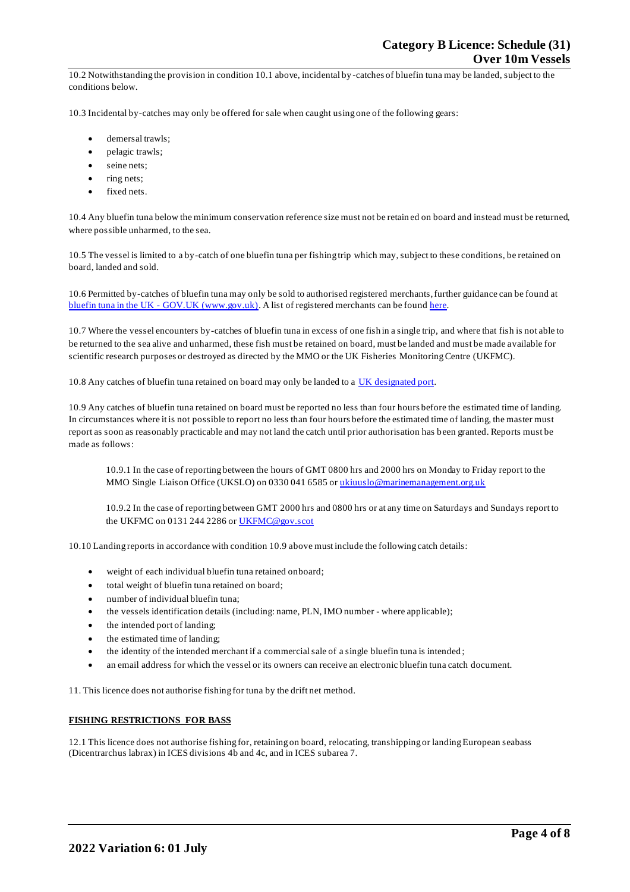10.2 Notwithstanding the provision in condition 10.1 above, incidental by-catches of bluefin tuna may be landed, subject to the conditions below.

10.3 Incidental by-catches may only be offered for sale when caught using one of the following gears:

- demersal trawls;
- pelagic trawls;
- seine nets;
- ring nets;
- fixed nets.

10.4 Any bluefin tuna below the minimum conservation reference size must not be retained on board and instead must be returned, where possible unharmed, to the sea.

10.5 The vessel is limited to a by-catch of one bluefin tuna per fishing trip which may, subject to these conditions, be retained on board, landed and sold.

10.6 Permitted by-catches of bluefin tuna may only be sold to authorised registered merchants, further guidance can be found at bluefin tuna in the UK - GOV.UK (www.gov.uk). A list of registered merchants can be found here.

10.7 Where the vessel encounters by-catches of bluefin tuna in excess of one fish in a single trip, and where that fish is not able to be returned to the sea alive and unharmed, these fish must be retained on board, must be landed and must be made available for scientific research purposes or destroyed as directed by the MMO or the UK Fisheries Monitoring Centre (UKFMC).

10.8 Any catches of bluefin tuna retained on board may only be landed to a UK designated port.

10.9 Any catches of bluefin tuna retained on board must be reported no less than four hours before the estimated time of landing. In circumstances where it is not possible to report no less than four hours before the estimated time of landing, the master must report as soon as reasonably practicable and may not land the catch until prior authorisation has been granted. Reports must be made as follows:

> 10.9.1 In the case of reporting between the hours of GMT 0800 hrs and 2000 hrs on Monday to Friday report to the MMO Single Liaison Office (UKSLO) on 0330 041 6585 or ukiuuslo@marinemanagement.org.uk
>
> 10.9.2 In the case of reporting between GMT 2000 hrs and 0800 hrs or at any time on Saturdays and Sundays report to the UKFMC on 0131 244 2286 or UKFMC@gov.scot

10.10 Landing reports in accordance with condition 10.9 above must include the following catch details:

- weight of each individual bluefin tuna retained onboard;
- total weight of bluefin tuna retained on board;
- number of individual bluefin tuna;
- the vessels identification details (including: name, PLN, IMO number - where applicable);
- the intended port of landing;
- the estimated time of landing;
- the identity of the intended merchant if a commercial sale of a single bluefin tuna is intended;
- an email address for which the vessel or its owners can receive an electronic bluefin tuna catch document.

11. This licence does not authorise fishing for tuna by the drift net method.

**FISHING RESTRICTIONS FOR BASS**

12.1 This licence does not authorise fishing for, retaining on board, relocating, transhipping or landing European seabass (Dicentrarchus labrax) in ICES divisions 4b and 4c, and in ICES subarea 7.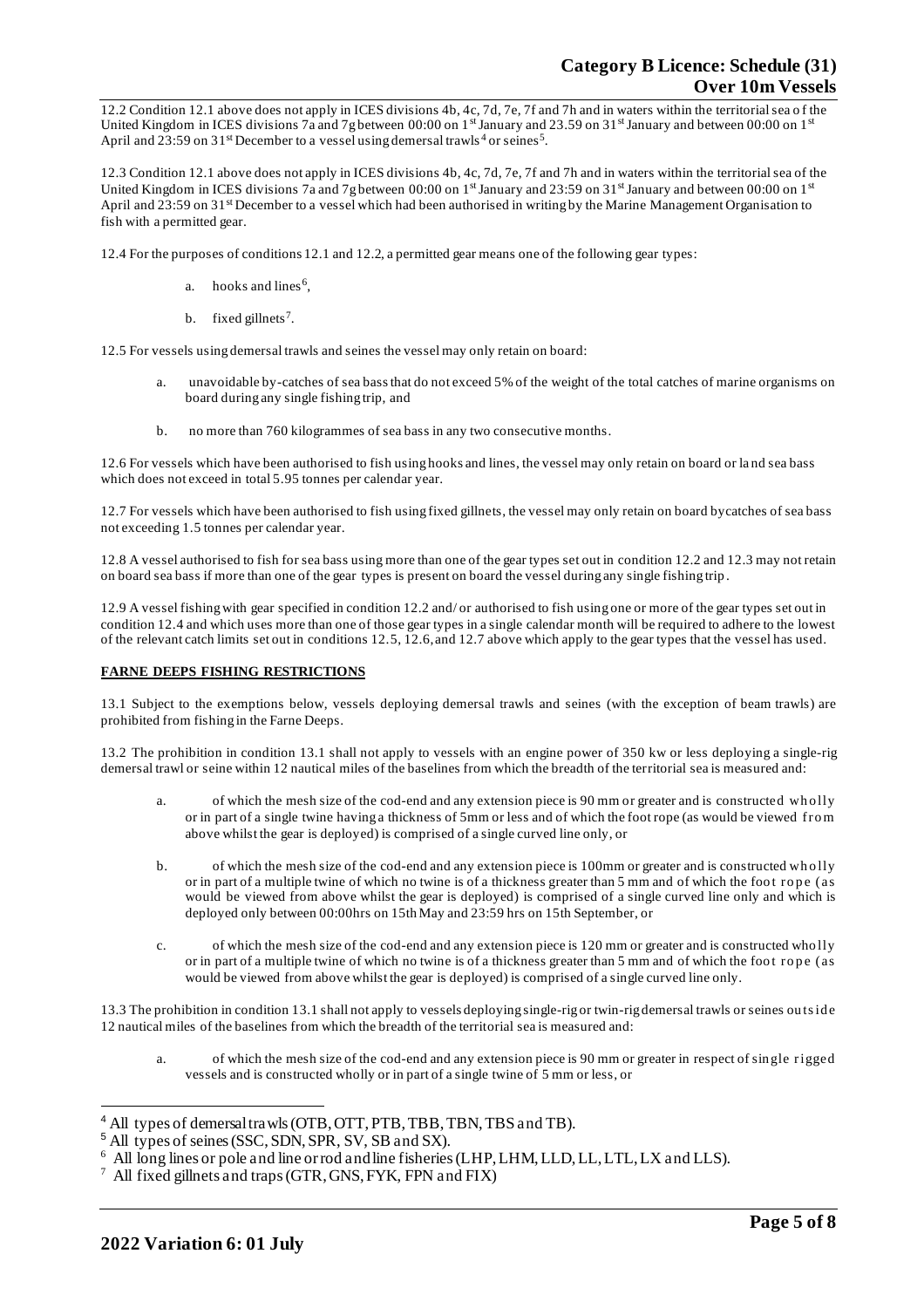12.2 Condition 12.1 above does not apply in ICES divisions 4b, 4c, 7d, 7e, 7f and 7h and in waters within the territorial sea of the United Kingdom in ICES divisions 7a and 7g between 00:00 on 1st January and 23.59 on 31st January and between 00:00 on 1st April and 23:59 on 31st December to a vessel using demersal trawls[4] or seines[5].

12.3 Condition 12.1 above does not apply in ICES divisions 4b, 4c, 7d, 7e, 7f and 7h and in waters within the territorial sea of the United Kingdom in ICES divisions 7a and 7g between 00:00 on 1st January and 23:59 on 31st January and between 00:00 on 1st April and 23:59 on 31st December to a vessel which had been authorised in writing by the Marine Management Organisation to fish with a permitted gear.

12.4 For the purposes of conditions 12.1 and 12.2, a permitted gear means one of the following gear types:

a. hooks and lines[6],

b. fixed gillnets[7].

12.5 For vessels using demersal trawls and seines the vessel may only retain on board:

a. unavoidable by-catches of sea bass that do not exceed 5% of the weight of the total catches of marine organisms on board during any single fishing trip, and

b. no more than 760 kilogrammes of sea bass in any two consecutive months.

12.6 For vessels which have been authorised to fish using hooks and lines, the vessel may only retain on board or land sea bass which does not exceed in total 5.95 tonnes per calendar year.

12.7 For vessels which have been authorised to fish using fixed gillnets, the vessel may only retain on board bycatches of sea bass not exceeding 1.5 tonnes per calendar year.

12.8 A vessel authorised to fish for sea bass using more than one of the gear types set out in condition 12.2 and 12.3 may not retain on board sea bass if more than one of the gear types is present on board the vessel during any single fishing trip.

12.9 A vessel fishing with gear specified in condition 12.2 and/ or authorised to fish using one or more of the gear types set out in condition 12.4 and which uses more than one of those gear types in a single calendar month will be required to adhere to the lowest of the relevant catch limits set out in conditions 12.5, 12.6, and 12.7 above which apply to the gear types that the vessel has used.

**FARNE DEEPS FISHING RESTRICTIONS**

13.1 Subject to the exemptions below, vessels deploying demersal trawls and seines (with the exception of beam trawls) are prohibited from fishing in the Farne Deeps.

13.2 The prohibition in condition 13.1 shall not apply to vessels with an engine power of 350 kw or less deploying a single-rig demersal trawl or seine within 12 nautical miles of the baselines from which the breadth of the territorial sea is measured and:

a. of which the mesh size of the cod-end and any extension piece is 90 mm or greater and is constructed wholly or in part of a single twine having a thickness of 5mm or less and of which the foot rope (as would be viewed from above whilst the gear is deployed) is comprised of a single curved line only, or

b. of which the mesh size of the cod-end and any extension piece is 100mm or greater and is constructed wholly or in part of a multiple twine of which no twine is of a thickness greater than 5 mm and of which the foot rope (as would be viewed from above whilst the gear is deployed) is comprised of a single curved line only and which is deployed only between 00:00hrs on 15th May and 23:59 hrs on 15th September, or

c. of which the mesh size of the cod-end and any extension piece is 120 mm or greater and is constructed wholly or in part of a multiple twine of which no twine is of a thickness greater than 5 mm and of which the foot rope (as would be viewed from above whilst the gear is deployed) is comprised of a single curved line only.

13.3 The prohibition in condition 13.1 shall not apply to vessels deploying single-rig or twin-rig demersal trawls or seines outside 12 nautical miles of the baselines from which the breadth of the territorial sea is measured and:

a. of which the mesh size of the cod-end and any extension piece is 90 mm or greater in respect of single rigged vessels and is constructed wholly or in part of a single twine of 5 mm or less, or

---

[4] All types of demersal trawls (OTB, OTT, PTB, TBB, TBN, TBS and TB).

[5] All types of seines (SSC, SDN, SPR, SV, SB and SX).

[6] All long lines or pole and line or rod and line fisheries (LHP, LHM, LLD, LL, LTL, LX and LLS).

[7] All fixed gillnets and traps (GTR, GNS, FYK, FPN and FIX)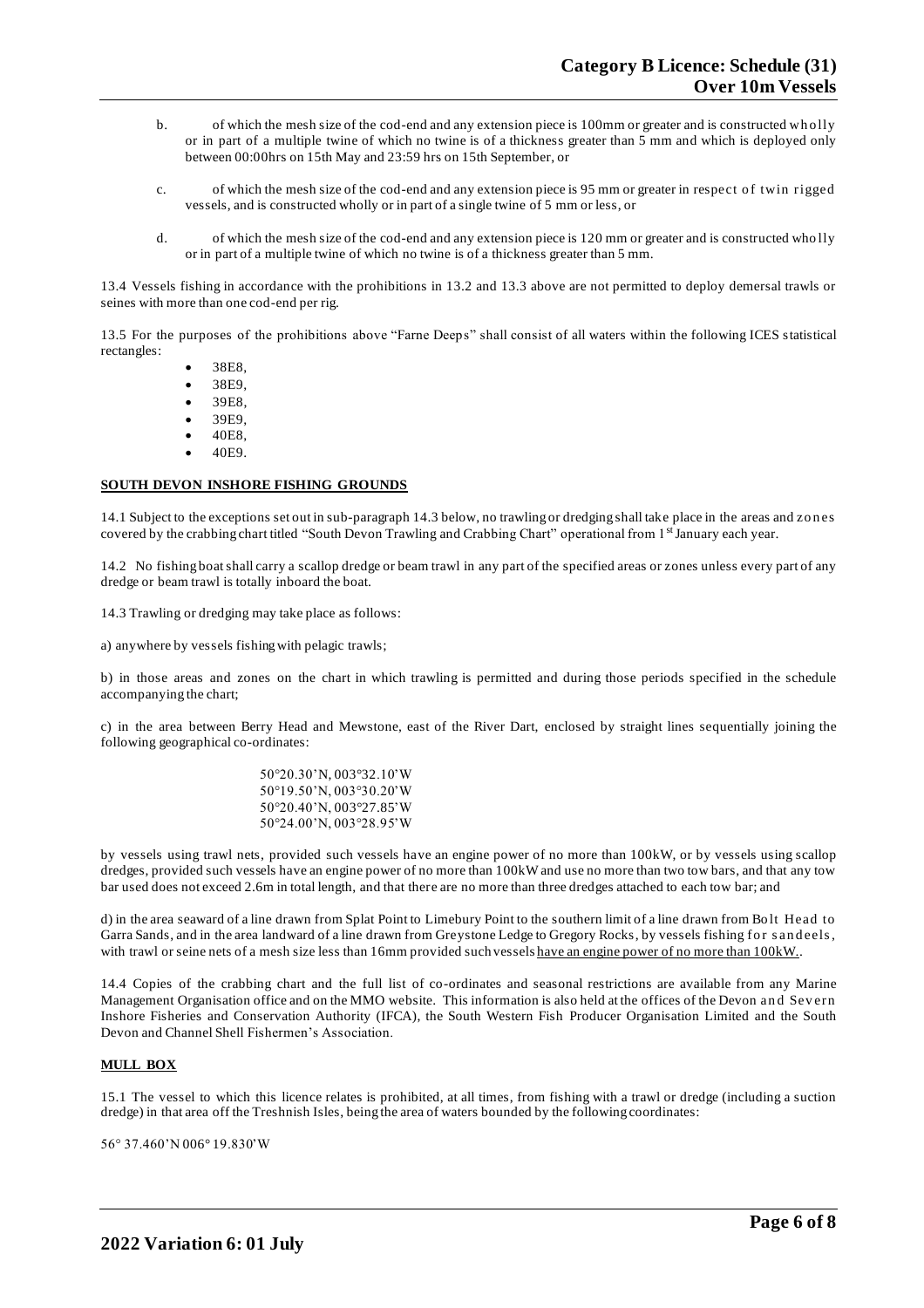b. of which the mesh size of the cod-end and any extension piece is 100mm or greater and is constructed wholly or in part of a multiple twine of which no twine is of a thickness greater than 5 mm and which is deployed only between 00:00hrs on 15th May and 23:59 hrs on 15th September, or

c. of which the mesh size of the cod-end and any extension piece is 95 mm or greater in respect of twin rigged vessels, and is constructed wholly or in part of a single twine of 5 mm or less, or

d. of which the mesh size of the cod-end and any extension piece is 120 mm or greater and is constructed wholly or in part of a multiple twine of which no twine is of a thickness greater than 5 mm.

13.4 Vessels fishing in accordance with the prohibitions in 13.2 and 13.3 above are not permitted to deploy demersal trawls or seines with more than one cod-end per rig.

13.5 For the purposes of the prohibitions above "Farne Deeps" shall consist of all waters within the following ICES statistical rectangles:

- 38E8,
- 38E9,
- 39E8,
- 39E9,
- 40E8,
- 40E9.

**SOUTH DEVON INSHORE FISHING GROUNDS**

14.1 Subject to the exceptions set out in sub-paragraph 14.3 below, no trawling or dredging shall take place in the areas and zones covered by the crabbing chart titled "South Devon Trawling and Crabbing Chart" operational from 1st January each year.

14.2 No fishing boat shall carry a scallop dredge or beam trawl in any part of the specified areas or zones unless every part of any dredge or beam trawl is totally inboard the boat.

14.3 Trawling or dredging may take place as follows:

a) anywhere by vessels fishing with pelagic trawls;

b) in those areas and zones on the chart in which trawling is permitted and during those periods specified in the schedule accompanying the chart;

c) in the area between Berry Head and Mewstone, east of the River Dart, enclosed by straight lines sequentially joining the following geographical co-ordinates:

50°20.30'N, 003°32.10'W
50°19.50'N, 003°30.20'W
50°20.40'N, 003°27.85'W
50°24.00'N, 003°28.95'W

by vessels using trawl nets, provided such vessels have an engine power of no more than 100kW, or by vessels using scallop dredges, provided such vessels have an engine power of no more than 100kW and use no more than two tow bars, and that any tow bar used does not exceed 2.6m in total length, and that there are no more than three dredges attached to each tow bar; and

d) in the area seaward of a line drawn from Splat Point to Limebury Point to the southern limit of a line drawn from Bolt Head to Garra Sands, and in the area landward of a line drawn from Greystone Ledge to Gregory Rocks, by vessels fishing for sandeels, with trawl or seine nets of a mesh size less than 16mm provided such vessels <u>have an engine power of no more than 100kW.</u>.

14.4 Copies of the crabbing chart and the full list of co-ordinates and seasonal restrictions are available from any Marine Management Organisation office and on the MMO website. This information is also held at the offices of the Devon and Severn Inshore Fisheries and Conservation Authority (IFCA), the South Western Fish Producer Organisation Limited and the South Devon and Channel Shell Fishermen's Association.

**MULL BOX**

15.1 The vessel to which this licence relates is prohibited, at all times, from fishing with a trawl or dredge (including a suction dredge) in that area off the Treshnish Isles, being the area of waters bounded by the following coordinates:

56° 37.460'N 006° 19.830'W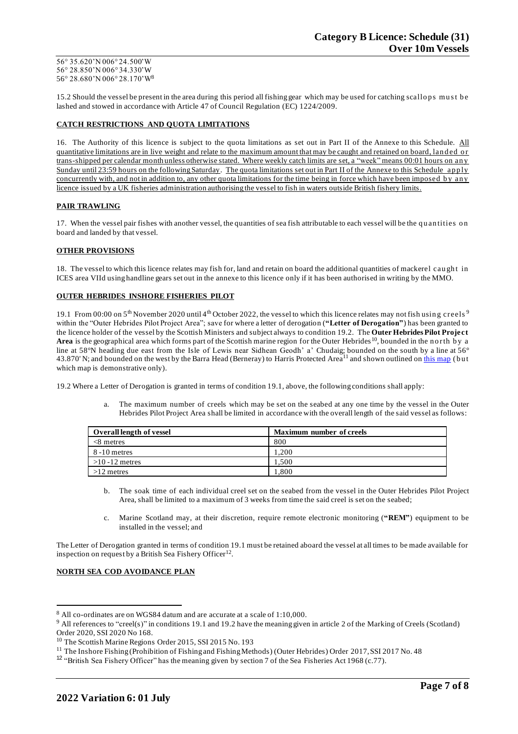56° 35.620'N 006° 24.500'W
56° 28.850'N 006° 34.330'W
56° 28.680'N 006° 28.170'W[8]

15.2 Should the vessel be present in the area during this period all fishing gear which may be used for catching scallops must be lashed and stowed in accordance with Article 47 of Council Regulation (EC) 1224/2009.

**CATCH RESTRICTIONS AND QUOTA LIMITATIONS**

16. The Authority of this licence is subject to the quota limitations as set out in Part II of the Annexe to this Schedule. All quantitative limitations are in live weight and relate to the maximum amount that may be caught and retained on board, landed or trans-shipped per calendar month unless otherwise stated. Where weekly catch limits are set, a "week" means 00:01 hours on any Sunday until 23:59 hours on the following Saturday. The quota limitations set out in Part II of the Annexe to this Schedule apply concurrently with, and not in addition to, any other quota limitations for the time being in force which have been imposed by any licence issued by a UK fisheries administration authorising the vessel to fish in waters outside British fishery limits.

**PAIR TRAWLING**

17. When the vessel pair fishes with another vessel, the quantities of sea fish attributable to each vessel will be the quantities on board and landed by that vessel.

**OTHER PROVISIONS**

18. The vessel to which this licence relates may fish for, land and retain on board the additional quantities of mackerel caught in ICES area VIId using handline gears set out in the annexe to this licence only if it has been authorised in writing by the MMO.

**OUTER HEBRIDES INSHORE FISHERIES PILOT**

19.1 From 00:00 on 5th November 2020 until 4th October 2022, the vessel to which this licence relates may not fish using creels[9] within the "Outer Hebrides Pilot Project Area"; save for where a letter of derogation (**"Letter of Derogation"**) has been granted to the licence holder of the vessel by the Scottish Ministers and subject always to condition 19.2. The **Outer Hebrides Pilot Project Area** is the geographical area which forms part of the Scottish marine region for the Outer Hebrides[10], bounded in the north by a line at 58°N heading due east from the Isle of Lewis near Sidhean Geodh' a' Chudaig; bounded on the south by a line at 56° 43.870' N; and bounded on the west by the Barra Head (Berneray) to Harris Protected Area[11] and shown outlined on this map (but which map is demonstrative only).

19.2 Where a Letter of Derogation is granted in terms of condition 19.1, above, the following conditions shall apply:

a. The maximum number of creels which may be set on the seabed at any one time by the vessel in the Outer Hebrides Pilot Project Area shall be limited in accordance with the overall length of the said vessel as follows:

| Overall length of vessel | Maximum number of creels |
|---|---|
| <8 metres | 800 |
| 8 -10 metres | 1,200 |
| >10 -12 metres | 1,500 |
| >12 metres | 1,800 |

b. The soak time of each individual creel set on the seabed from the vessel in the Outer Hebrides Pilot Project Area, shall be limited to a maximum of 3 weeks from time the said creel is set on the seabed;

c. Marine Scotland may, at their discretion, require remote electronic monitoring (**"REM"**) equipment to be installed in the vessel; and

The Letter of Derogation granted in terms of condition 19.1 must be retained aboard the vessel at all times to be made available for inspection on request by a British Sea Fishery Officer[12].

**NORTH SEA COD AVOIDANCE PLAN**

---

[8] All co-ordinates are on WGS84 datum and are accurate at a scale of 1:10,000.

[9] All references to "creel(s)" in conditions 19.1 and 19.2 have the meaning given in article 2 of the Marking of Creels (Scotland) Order 2020, SSI 2020 No 168.

[10] The Scottish Marine Regions Order 2015, SSI 2015 No. 193

[11] The Inshore Fishing (Prohibition of Fishing and Fishing Methods) (Outer Hebrides) Order 2017, SSI 2017 No. 48

[12] "British Sea Fishery Officer" has the meaning given by section 7 of the Sea Fisheries Act 1968 (c.77).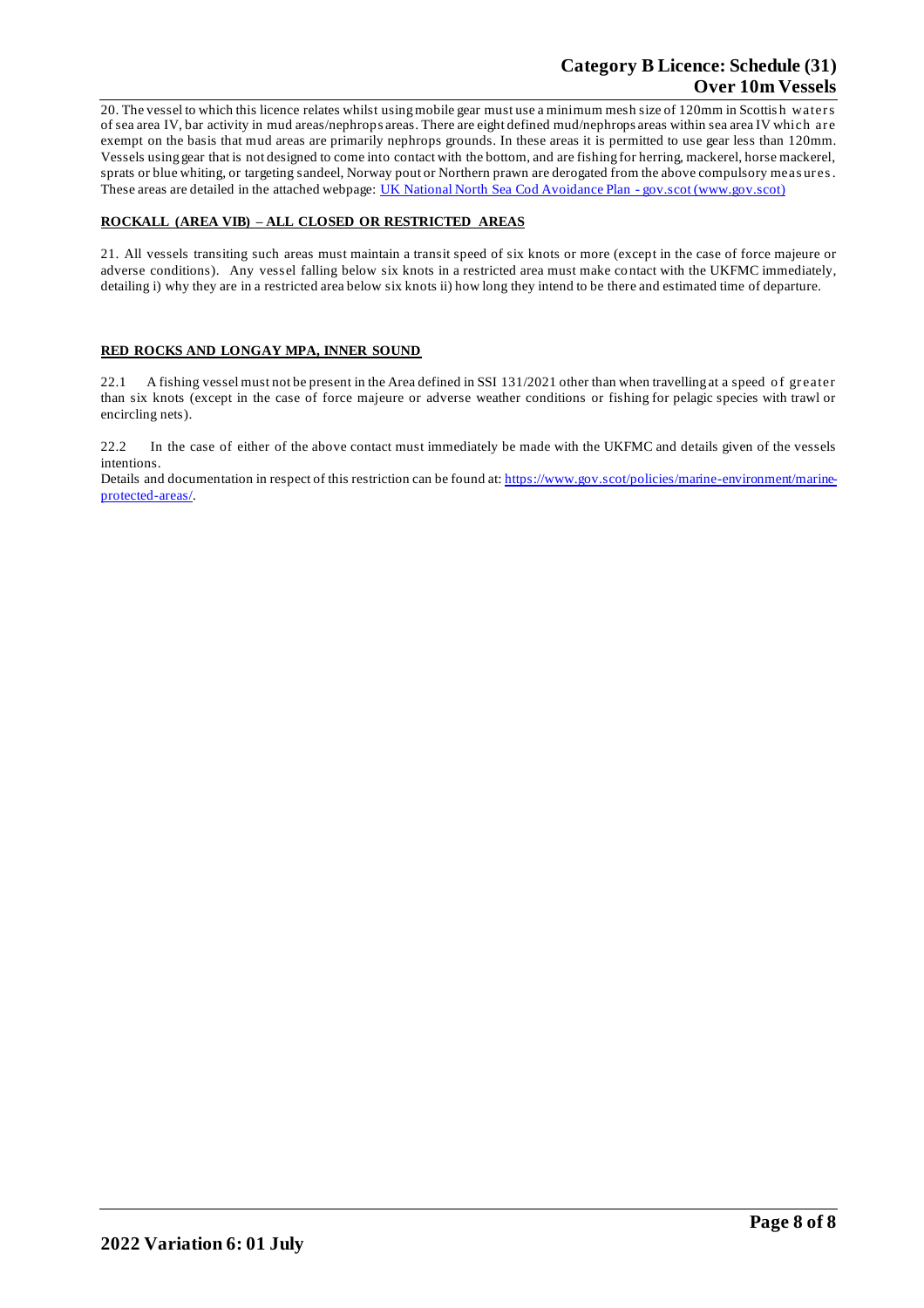20. The vessel to which this licence relates whilst using mobile gear must use a minimum mesh size of 120mm in Scottish waters of sea area IV, bar activity in mud areas/nephrops areas. There are eight defined mud/nephrops areas within sea area IV which are exempt on the basis that mud areas are primarily nephrops grounds. In these areas it is permitted to use gear less than 120mm. Vessels using gear that is not designed to come into contact with the bottom, and are fishing for herring, mackerel, horse mackerel, sprats or blue whiting, or targeting sandeel, Norway pout or Northern prawn are derogated from the above compulsory measures. These areas are detailed in the attached webpage: [UK National North Sea Cod Avoidance Plan - gov.scot (www.gov.scot)](https://www.gov.scot)

**ROCKALL (AREA VIB) – ALL CLOSED OR RESTRICTED AREAS**

21. All vessels transiting such areas must maintain a transit speed of six knots or more (except in the case of force majeure or adverse conditions). Any vessel falling below six knots in a restricted area must make contact with the UKFMC immediately, detailing i) why they are in a restricted area below six knots ii) how long they intend to be there and estimated time of departure.

**RED ROCKS AND LONGAY MPA, INNER SOUND**

22.1 A fishing vessel must not be present in the Area defined in SSI 131/2021 other than when travelling at a speed of greater than six knots (except in the case of force majeure or adverse weather conditions or fishing for pelagic species with trawl or encircling nets).

22.2 In the case of either of the above contact must immediately be made with the UKFMC and details given of the vessels intentions.
Details and documentation in respect of this restriction can be found at: [https://www.gov.scot/policies/marine-environment/marine-protected-areas/](https://www.gov.scot/policies/marine-environment/marine-protected-areas/).